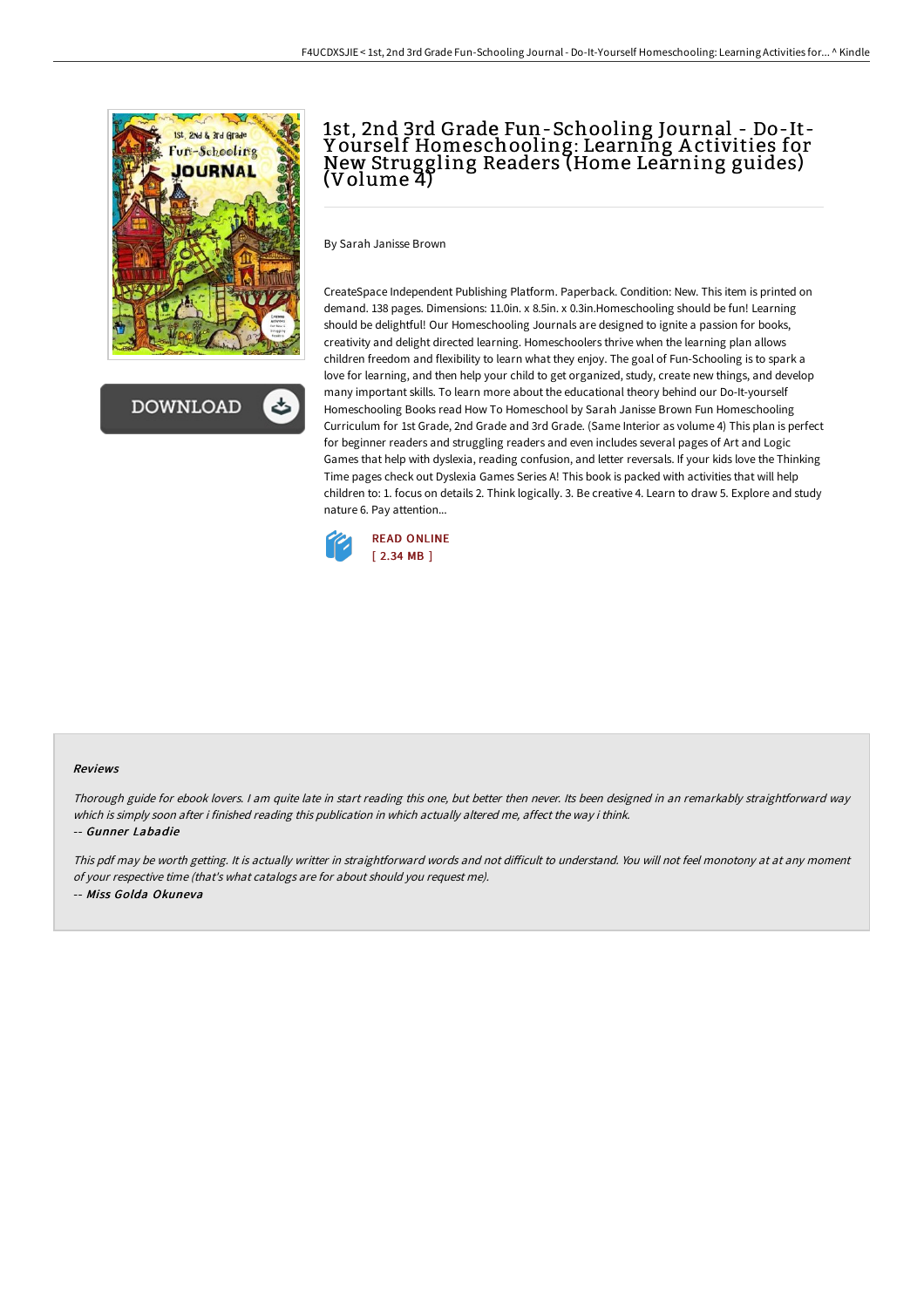# 1st, 2nd 3rd Grade Fun-Schooling Journal - Do-It-Yourself Homeschooling: Learning Activities for New Struggling Readers (Home Learning guides) (Volume 4)

By Sarah Janisse Brown

CreateSpace Independent Publishing Platform. Paperback. Condition: New. This item is printed on demand. 138 pages. Dimensions: 11.0in. x 8.5in. x 0.3in.Homeschooling should be fun! Learning should be delightful! Our Homeschooling Journals are designed to ignite a passion for books, creativity and delight directed learning. Homeschoolers thrive when the learning plan allows children freedom and flexibility to learn what they enjoy. The goal of Fun-Schooling is to spark a love for learning, and then help your child to get organized, study, create new things, and develop many important skills. To learn more about the educational theory behind our Do-It-yourself Homeschooling Books read How To Homeschool by Sarah Janisse Brown Fun Homeschooling Curriculum for 1st Grade, 2nd Grade and 3rd Grade. (Same Interior as volume 4) This plan is perfect for beginner readers and struggling readers and even includes several pages of Art and Logic Games that help with dyslexia, reading confusion, and letter reversals. If your kids love the Thinking Time pages check out Dyslexia Games Series A! This book is packed with activities that will help children to: 1. focus on details 2. Think logically. 3. Be creative 4. Learn to draw 5. Explore and study nature 6. Pay attention...

READ ONLINE
[ 2.34 MB ]

### Reviews

*Thorough guide for ebook lovers. I am quite late in start reading this one, but better then never. Its been designed in an remarkably straightforward way which is simply soon after i finished reading this publication in which actually altered me, affect the way i think.*

-- ***Gunner Labadie***

*This pdf may be worth getting. It is actually writter in straightforward words and not difficult to understand. You will not feel monotony at at any moment of your respective time (that's what catalogs are for about should you request me).*

-- ***Miss Golda Okuneva***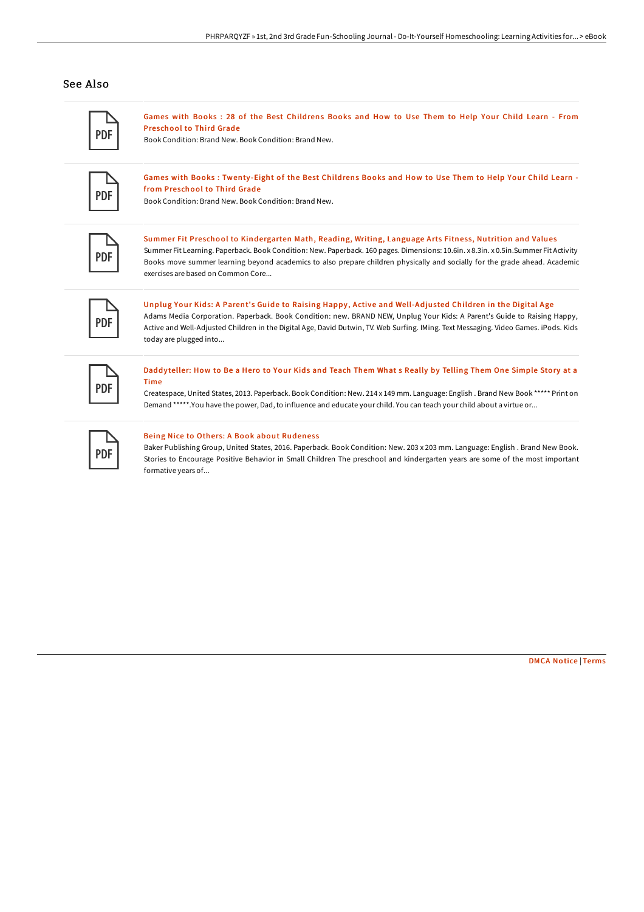## See Also

PDF

**Games with Books : 28 of the Best Childrens Books and How to Use Them to Help Your Child Learn - From Preschool to Third Grade**

Book Condition: Brand New. Book Condition: Brand New.

PDF

**Games with Books : Twenty-Eight of the Best Childrens Books and How to Use Them to Help Your Child Learn - from Preschool to Third Grade**

Book Condition: Brand New. Book Condition: Brand New.

PDF

**Summer Fit Preschool to Kindergarten Math, Reading, Writing, Language Arts Fitness, Nutrition and Values**

Summer Fit Learning. Paperback. Book Condition: New. Paperback. 160 pages. Dimensions: 10.6in. x 8.3in. x 0.5in.Summer Fit Activity Books move summer learning beyond academics to also prepare children physically and socially for the grade ahead. Academic exercises are based on Common Core...

PDF

**Unplug Your Kids: A Parent's Guide to Raising Happy, Active and Well-Adjusted Children in the Digital Age**

Adams Media Corporation. Paperback. Book Condition: new. BRAND NEW, Unplug Your Kids: A Parent's Guide to Raising Happy, Active and Well-Adjusted Children in the Digital Age, David Dutwin, TV. Web Surfing. IMing. Text Messaging. Video Games. iPods. Kids today are plugged into...

PDF

**Daddyteller: How to Be a Hero to Your Kids and Teach Them What s Really by Telling Them One Simple Story at a Time**

Createspace, United States, 2013. Paperback. Book Condition: New. 214 x 149 mm. Language: English . Brand New Book ***** Print on Demand *****.You have the power, Dad, to influence and educate your child. You can teach your child about a virtue or...

PDF

**Being Nice to Others: A Book about Rudeness**

Baker Publishing Group, United States, 2016. Paperback. Book Condition: New. 203 x 203 mm. Language: English . Brand New Book. Stories to Encourage Positive Behavior in Small Children The preschool and kindergarten years are some of the most important formative years of...

DMCA Notice | Terms